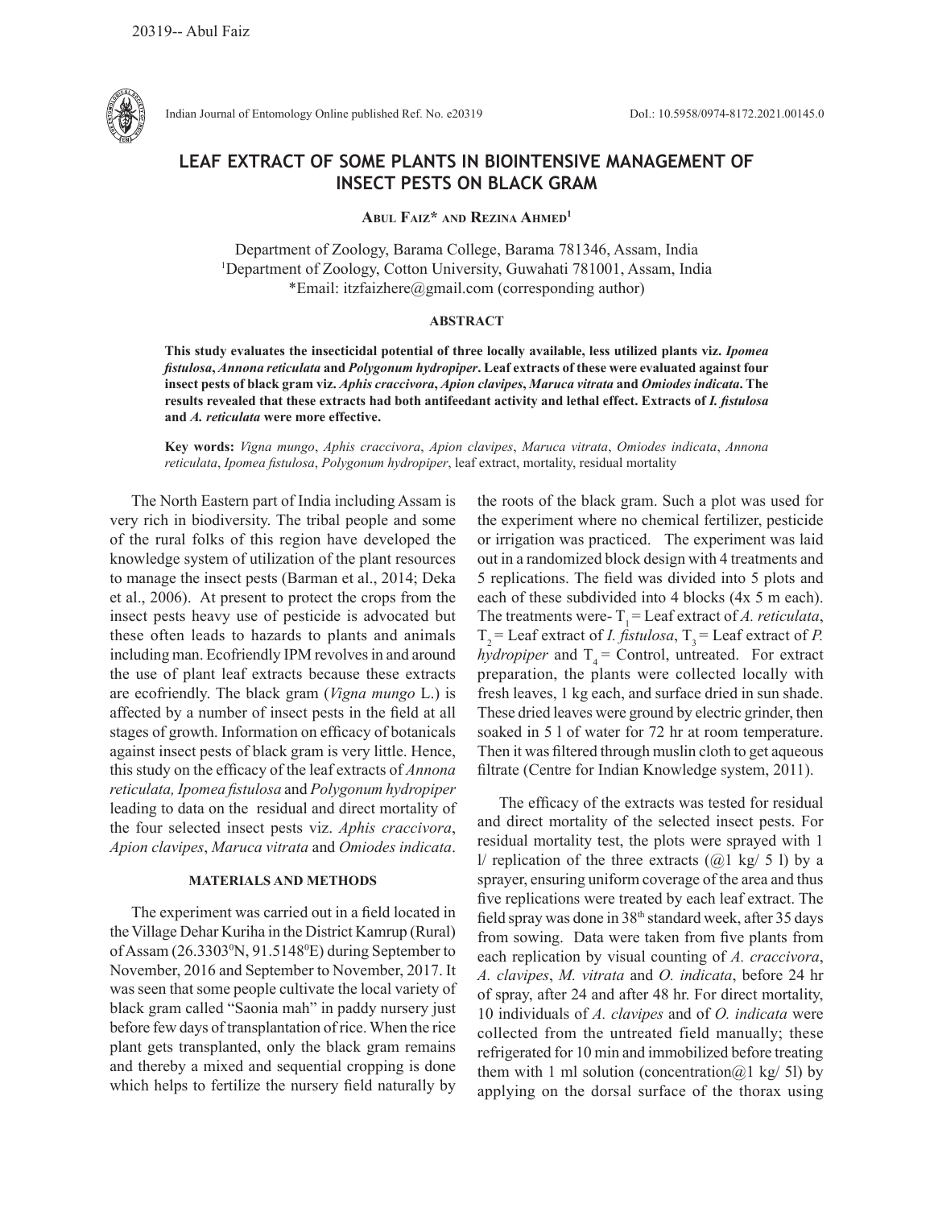# LEAF EXTRACT OF SOME PLANTS IN BIOINTENSIVE MANAGEMENT OF INSECT PESTS ON BLACK GRAM

**Abul Faiz* and Rezina Ahmed[1]**

Department of Zoology, Barama College, Barama 781346, Assam, India
[1]Department of Zoology, Cotton University, Guwahati 781001, Assam, India
*Email: itzfaizhere@gmail.com (corresponding author)

## ABSTRACT

**This study evaluates the insecticidal potential of three locally available, less utilized plants viz. *Ipomea fistulosa*, *Annona reticulata* and *Polygonum hydropiper*. Leaf extracts of these were evaluated against four insect pests of black gram viz. *Aphis craccivora*, *Apion clavipes*, *Maruca vitrata* and *Omiodes indicata*. The results revealed that these extracts had both antifeedant activity and lethal effect. Extracts of *I. fistulosa* and *A. reticulata* were more effective.**

**Key words:** *Vigna mungo*, *Aphis craccivora*, *Apion clavipes*, *Maruca vitrata*, *Omiodes indicata*, *Annona reticulata*, *Ipomea fistulosa*, *Polygonum hydropiper*, leaf extract, mortality, residual mortality

The North Eastern part of India including Assam is very rich in biodiversity. The tribal people and some of the rural folks of this region have developed the knowledge system of utilization of the plant resources to manage the insect pests (Barman et al., 2014; Deka et al., 2006). At present to protect the crops from the insect pests heavy use of pesticide is advocated but these often leads to hazards to plants and animals including man. Ecofriendly IPM revolves in and around the use of plant leaf extracts because these extracts are ecofriendly. The black gram (*Vigna mungo* L.) is affected by a number of insect pests in the field at all stages of growth. Information on efficacy of botanicals against insect pests of black gram is very little. Hence, this study on the efficacy of the leaf extracts of *Annona reticulata, Ipomea fistulosa* and *Polygonum hydropiper* leading to data on the residual and direct mortality of the four selected insect pests viz. *Aphis craccivora*, *Apion clavipes*, *Maruca vitrata* and *Omiodes indicata*.

## MATERIALS AND METHODS

The experiment was carried out in a field located in the Village Dehar Kuriha in the District Kamrup (Rural) of Assam (26.3303°N, 91.5148°E) during September to November, 2016 and September to November, 2017. It was seen that some people cultivate the local variety of black gram called "Saonia mah" in paddy nursery just before few days of transplantation of rice. When the rice plant gets transplanted, only the black gram remains and thereby a mixed and sequential cropping is done which helps to fertilize the nursery field naturally by the roots of the black gram. Such a plot was used for the experiment where no chemical fertilizer, pesticide or irrigation was practiced. The experiment was laid out in a randomized block design with 4 treatments and 5 replications. The field was divided into 5 plots and each of these subdivided into 4 blocks (4x 5 m each). The treatments were- $T_1$ = Leaf extract of *A. reticulata*, $T_2$ = Leaf extract of *I. fistulosa*, $T_3$ = Leaf extract of *P. hydropiper* and $T_4$ = Control, untreated. For extract preparation, the plants were collected locally with fresh leaves, 1 kg each, and surface dried in sun shade. These dried leaves were ground by electric grinder, then soaked in 5 l of water for 72 hr at room temperature. Then it was filtered through muslin cloth to get aqueous filtrate (Centre for Indian Knowledge system, 2011).

The efficacy of the extracts was tested for residual and direct mortality of the selected insect pests. For residual mortality test, the plots were sprayed with 1 l/ replication of the three extracts (@1 kg/ 5 l) by a sprayer, ensuring uniform coverage of the area and thus five replications were treated by each leaf extract. The field spray was done in 38th standard week, after 35 days from sowing. Data were taken from five plants from each replication by visual counting of *A. craccivora*, *A. clavipes*, *M. vitrata* and *O. indicata*, before 24 hr of spray, after 24 and after 48 hr. For direct mortality, 10 individuals of *A. clavipes* and of *O. indicata* were collected from the untreated field manually; these refrigerated for 10 min and immobilized before treating them with 1 ml solution (concentration@1 kg/ 5l) by applying on the dorsal surface of the thorax using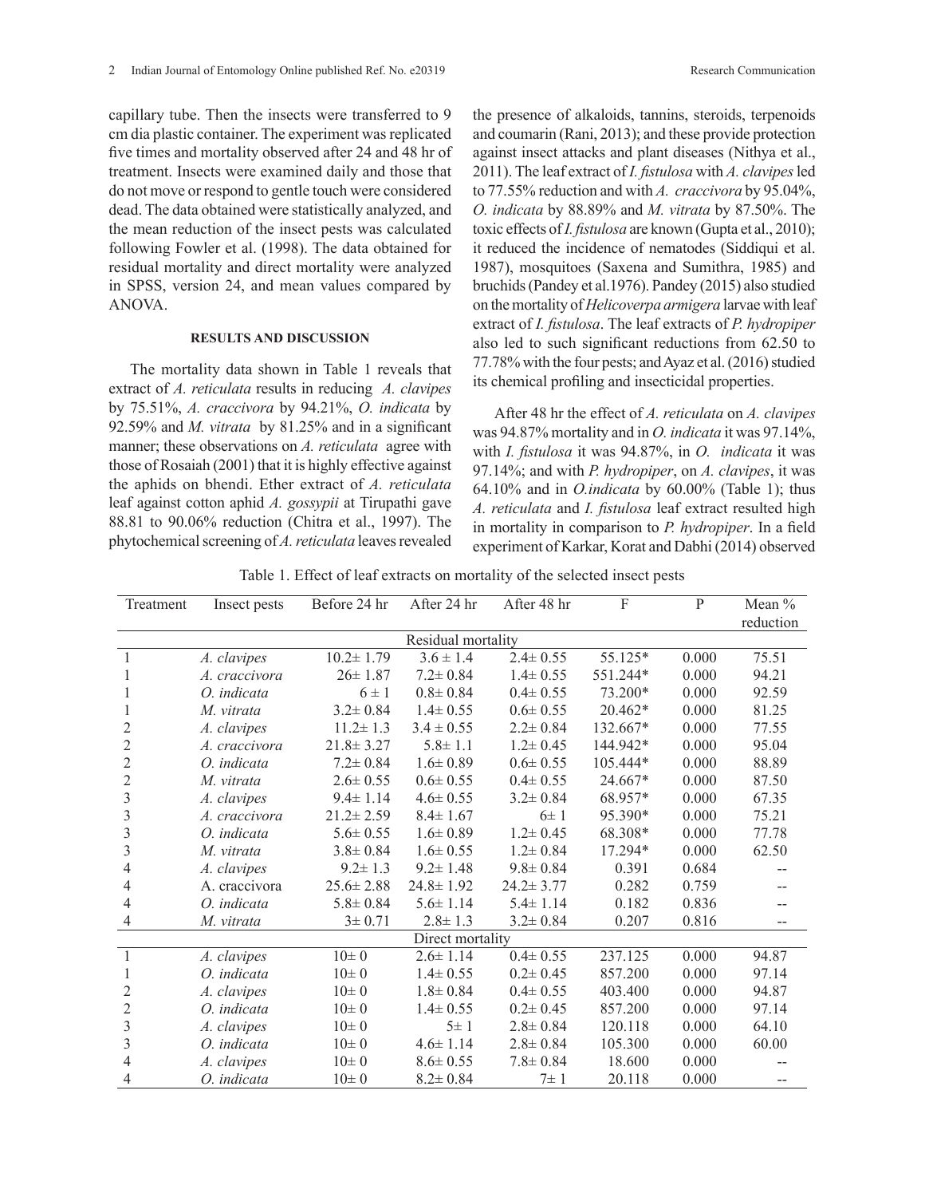capillary tube. Then the insects were transferred to 9 cm dia plastic container. The experiment was replicated five times and mortality observed after 24 and 48 hr of treatment. Insects were examined daily and those that do not move or respond to gentle touch were considered dead. The data obtained were statistically analyzed, and the mean reduction of the insect pests was calculated following Fowler et al. (1998). The data obtained for residual mortality and direct mortality were analyzed in SPSS, version 24, and mean values compared by ANOVA.

## RESULTS AND DISCUSSION

The mortality data shown in Table 1 reveals that extract of *A. reticulata* results in reducing *A. clavipes* by 75.51%, *A. craccivora* by 94.21%, *O. indicata* by 92.59% and *M. vitrata* by 81.25% and in a significant manner; these observations on *A. reticulata* agree with those of Rosaiah (2001) that it is highly effective against the aphids on bhendi. Ether extract of *A. reticulata* leaf against cotton aphid *A. gossypii* at Tirupathi gave 88.81 to 90.06% reduction (Chitra et al., 1997). The phytochemical screening of *A. reticulata* leaves revealed the presence of alkaloids, tannins, steroids, terpenoids and coumarin (Rani, 2013); and these provide protection against insect attacks and plant diseases (Nithya et al., 2011). The leaf extract of *I. fistulosa* with *A. clavipes* led to 77.55% reduction and with *A. craccivora* by 95.04%, *O. indicata* by 88.89% and *M. vitrata* by 87.50%. The toxic effects of *I. fistulosa* are known (Gupta et al., 2010); it reduced the incidence of nematodes (Siddiqui et al. 1987), mosquitoes (Saxena and Sumithra, 1985) and bruchids (Pandey et al.1976). Pandey (2015) also studied on the mortality of *Helicoverpa armigera* larvae with leaf extract of *I. fistulosa*. The leaf extracts of *P. hydropiper* also led to such significant reductions from 62.50 to 77.78% with the four pests; and Ayaz et al. (2016) studied its chemical profiling and insecticidal properties.

After 48 hr the effect of *A. reticulata* on *A. clavipes* was 94.87% mortality and in *O. indicata* it was 97.14%, with *I. fistulosa* it was 94.87%, in *O. indicata* it was 97.14%; and with *P. hydropiper*, on *A. clavipes*, it was 64.10% and in *O.indicata* by 60.00% (Table 1); thus *A. reticulata* and *I. fistulosa* leaf extract resulted high in mortality in comparison to *P. hydropiper*. In a field experiment of Karkar, Korat and Dabhi (2014) observed

Table 1. Effect of leaf extracts on mortality of the selected insect pests

| Treatment | Insect pests | Before 24 hr | After 24 hr | After 48 hr | F | P | Mean % reduction |
|---|---|---|---|---|---|---|---|
| | | | Residual mortality | | | | |
| 1 | *A. clavipes* | 10.2± 1.79 | 3.6 ± 1.4 | 2.4± 0.55 | 55.125* | 0.000 | 75.51 |
| 1 | *A. craccivora* | 26± 1.87 | 7.2± 0.84 | 1.4± 0.55 | 551.244* | 0.000 | 94.21 |
| 1 | *O. indicata* | 6 ± 1 | 0.8± 0.84 | 0.4± 0.55 | 73.200* | 0.000 | 92.59 |
| 1 | *M. vitrata* | 3.2± 0.84 | 1.4± 0.55 | 0.6± 0.55 | 20.462* | 0.000 | 81.25 |
| 2 | *A. clavipes* | 11.2± 1.3 | 3.4 ± 0.55 | 2.2± 0.84 | 132.667* | 0.000 | 77.55 |
| 2 | *A. craccivora* | 21.8± 3.27 | 5.8± 1.1 | 1.2± 0.45 | 144.942* | 0.000 | 95.04 |
| 2 | *O. indicata* | 7.2± 0.84 | 1.6± 0.89 | 0.6± 0.55 | 105.444* | 0.000 | 88.89 |
| 2 | *M. vitrata* | 2.6± 0.55 | 0.6± 0.55 | 0.4± 0.55 | 24.667* | 0.000 | 87.50 |
| 3 | *A. clavipes* | 9.4± 1.14 | 4.6± 0.55 | 3.2± 0.84 | 68.957* | 0.000 | 67.35 |
| 3 | *A. craccivora* | 21.2± 2.59 | 8.4± 1.67 | 6± 1 | 95.390* | 0.000 | 75.21 |
| 3 | *O. indicata* | 5.6± 0.55 | 1.6± 0.89 | 1.2± 0.45 | 68.308* | 0.000 | 77.78 |
| 3 | *M. vitrata* | 3.8± 0.84 | 1.6± 0.55 | 1.2± 0.84 | 17.294* | 0.000 | 62.50 |
| 4 | *A. clavipes* | 9.2± 1.3 | 9.2± 1.48 | 9.8± 0.84 | 0.391 | 0.684 | -- |
| 4 | A. craccivora | 25.6± 2.88 | 24.8± 1.92 | 24.2± 3.77 | 0.282 | 0.759 | -- |
| 4 | *O. indicata* | 5.8± 0.84 | 5.6± 1.14 | 5.4± 1.14 | 0.182 | 0.836 | -- |
| 4 | *M. vitrata* | 3± 0.71 | 2.8± 1.3 | 3.2± 0.84 | 0.207 | 0.816 | -- |
| | | | Direct mortality | | | | |
| 1 | *A. clavipes* | 10± 0 | 2.6± 1.14 | 0.4± 0.55 | 237.125 | 0.000 | 94.87 |
| 1 | *O. indicata* | 10± 0 | 1.4± 0.55 | 0.2± 0.45 | 857.200 | 0.000 | 97.14 |
| 2 | *A. clavipes* | 10± 0 | 1.8± 0.84 | 0.4± 0.55 | 403.400 | 0.000 | 94.87 |
| 2 | *O. indicata* | 10± 0 | 1.4± 0.55 | 0.2± 0.45 | 857.200 | 0.000 | 97.14 |
| 3 | *A. clavipes* | 10± 0 | 5± 1 | 2.8± 0.84 | 120.118 | 0.000 | 64.10 |
| 3 | *O. indicata* | 10± 0 | 4.6± 1.14 | 2.8± 0.84 | 105.300 | 0.000 | 60.00 |
| 4 | *A. clavipes* | 10± 0 | 8.6± 0.55 | 7.8± 0.84 | 18.600 | 0.000 | -- |
| 4 | *O. indicata* | 10± 0 | 8.2± 0.84 | 7± 1 | 20.118 | 0.000 | -- |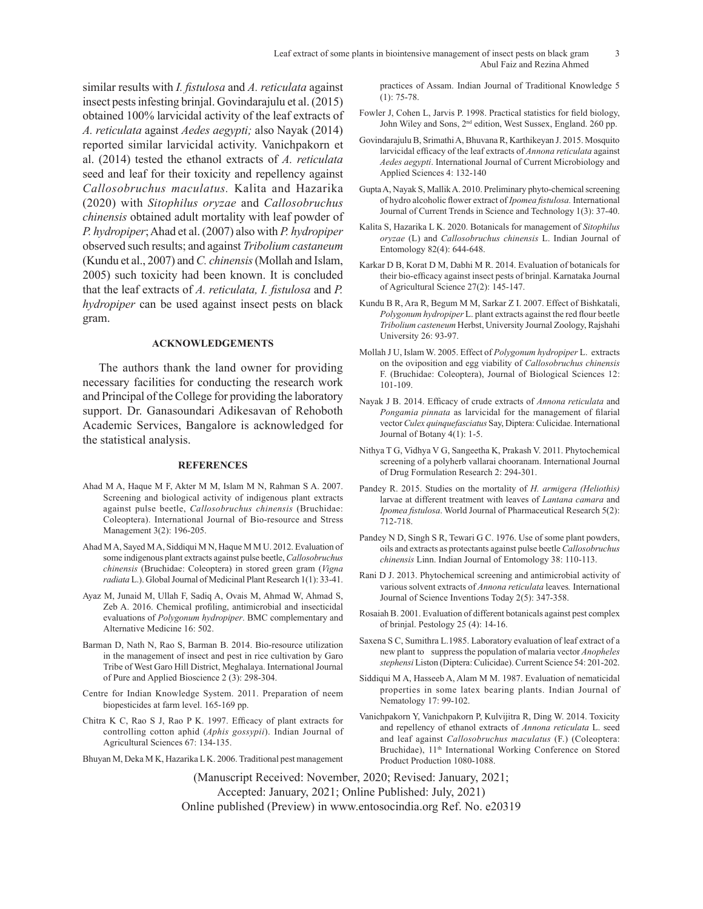similar results with *I. fistulosa* and *A. reticulata* against insect pests infesting brinjal. Govindarajulu et al. (2015) obtained 100% larvicidal activity of the leaf extracts of *A. reticulata* against *Aedes aegypti;* also Nayak (2014) reported similar larvicidal activity. Vanichpakorn et al. (2014) tested the ethanol extracts of *A. reticulata* seed and leaf for their toxicity and repellency against *Callosobruchus maculatus*. Kalita and Hazarika (2020) with *Sitophilus oryzae* and *Callosobruchus chinensis* obtained adult mortality with leaf powder of *P. hydropiper*; Ahad et al. (2007) also with *P. hydropiper* observed such results; and against *Tribolium castaneum* (Kundu et al., 2007) and *C. chinensis* (Mollah and Islam, 2005) such toxicity had been known. It is concluded that the leaf extracts of *A. reticulata, I. fistulosa* and *P. hydropiper* can be used against insect pests on black gram.

## ACKNOWLEDGEMENTS

The authors thank the land owner for providing necessary facilities for conducting the research work and Principal of the College for providing the laboratory support. Dr. Ganasoundari Adikesavan of Rehoboth Academic Services, Bangalore is acknowledged for the statistical analysis.

## REFERENCES

Ahad M A, Haque M F, Akter M M, Islam M N, Rahman S A. 2007. Screening and biological activity of indigenous plant extracts against pulse beetle, *Callosobruchus chinensis* (Bruchidae: Coleoptera). International Journal of Bio-resource and Stress Management 3(2): 196-205.

Ahad M A, Sayed M A, Siddiqui M N, Haque M M U. 2012. Evaluation of some indigenous plant extracts against pulse beetle, *Callosobruchus chinensis* (Bruchidae: Coleoptera) in stored green gram (*Vigna radiata* L.). Global Journal of Medicinal Plant Research 1(1): 33-41.

Ayaz M, Junaid M, Ullah F, Sadiq A, Ovais M, Ahmad W, Ahmad S, Zeb A. 2016. Chemical profiling, antimicrobial and insecticidal evaluations of *Polygonum hydropiper*. BMC complementary and Alternative Medicine 16: 502.

Barman D, Nath N, Rao S, Barman B. 2014. Bio-resource utilization in the management of insect and pest in rice cultivation by Garo Tribe of West Garo Hill District, Meghalaya. International Journal of Pure and Applied Bioscience 2 (3): 298-304.

Centre for Indian Knowledge System. 2011. Preparation of neem biopesticides at farm level. 165-169 pp.

Chitra K C, Rao S J, Rao P K. 1997. Efficacy of plant extracts for controlling cotton aphid (*Aphis gossypii*). Indian Journal of Agricultural Sciences 67: 134-135.

Bhuyan M, Deka M K, Hazarika L K. 2006. Traditional pest management practices of Assam. Indian Journal of Traditional Knowledge 5 (1): 75-78.

Fowler J, Cohen L, Jarvis P. 1998. Practical statistics for field biology, John Wiley and Sons, 2nd edition, West Sussex, England. 260 pp.

Govindarajulu B, Srimathi A, Bhuvana R, Karthikeyan J. 2015. Mosquito larvicidal efficacy of the leaf extracts of *Annona reticulata* against *Aedes aegypti*. International Journal of Current Microbiology and Applied Sciences 4: 132-140

Gupta A, Nayak S, Mallik A. 2010. Preliminary phyto-chemical screening of hydro alcoholic flower extract of *Ipomea fistulosa.* International Journal of Current Trends in Science and Technology 1(3): 37-40.

Kalita S, Hazarika L K. 2020. Botanicals for management of *Sitophilus oryzae* (L) and *Callosobruchus chinensis* L. Indian Journal of Entomology 82(4): 644-648.

Karkar D B, Korat D M, Dabhi M R. 2014. Evaluation of botanicals for their bio-efficacy against insect pests of brinjal. Karnataka Journal of Agricultural Science 27(2): 145-147.

Kundu B R, Ara R, Begum M M, Sarkar Z I. 2007. Effect of Bishkatali, *Polygonum hydropiper* L. plant extracts against the red flour beetle *Tribolium casteneum* Herbst, University Journal Zoology, Rajshahi University 26: 93-97.

Mollah J U, Islam W. 2005. Effect of *Polygonum hydropiper* L. extracts on the oviposition and egg viability of *Callosobruchus chinensis* F. (Bruchidae: Coleoptera), Journal of Biological Sciences 12: 101-109.

Nayak J B. 2014. Efficacy of crude extracts of *Annona reticulata* and *Pongamia pinnata* as larvicidal for the management of filarial vector *Culex quinquefasciatus* Say, Diptera: Culicidae. International Journal of Botany 4(1): 1-5.

Nithya T G, Vidhya V G, Sangeetha K, Prakash V. 2011. Phytochemical screening of a polyherb vallarai chooranam. International Journal of Drug Formulation Research 2: 294-301.

Pandey R. 2015. Studies on the mortality of *H. armigera (Heliothis)* larvae at different treatment with leaves of *Lantana camara* and *Ipomea fistulosa*. World Journal of Pharmaceutical Research 5(2): 712-718.

Pandey N D, Singh S R, Tewari G C. 1976. Use of some plant powders, oils and extracts as protectants against pulse beetle *Callosobruchus chinensis* Linn. Indian Journal of Entomology 38: 110-113.

Rani D J. 2013. Phytochemical screening and antimicrobial activity of various solvent extracts of *Annona reticulata* leaves*.* International Journal of Science Inventions Today 2(5): 347-358.

Rosaiah B. 2001. Evaluation of different botanicals against pest complex of brinjal. Pestology 25 (4): 14-16.

Saxena S C, Sumithra L.1985. Laboratory evaluation of leaf extract of a new plant to suppress the population of malaria vector *Anopheles stephensi* Liston (Diptera: Culicidae). Current Science 54: 201-202.

Siddiqui M A, Hasseeb A, Alam M M. 1987. Evaluation of nematicidal properties in some latex bearing plants. Indian Journal of Nematology 17: 99-102.

Vanichpakorn Y, Vanichpakorn P, Kulvijitra R, Ding W. 2014. Toxicity and repellency of ethanol extracts of *Annona reticulata* L. seed and leaf against *Callosobruchus maculatus* (F.) (Coleoptera: Bruchidae), 11th International Working Conference on Stored Product Production 1080-1088.

(Manuscript Received: November, 2020; Revised: January, 2021; Accepted: January, 2021; Online Published: July, 2021)
Online published (Preview) in www.entosocindia.org Ref. No. e20319